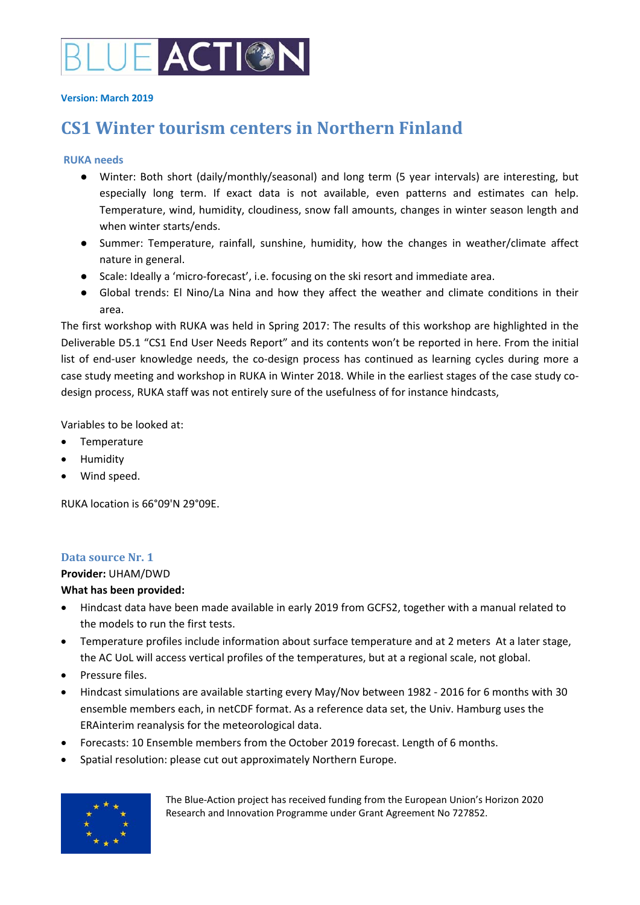# BLUE ACTION

**Version: March 2019**

## CS1 Winter tourism centers in Northern Finland

### RUKA needs

- Winter: Both short (daily/monthly/seasonal) and long term (5 year intervals) are interesting, but especially long term. If exact data is not available, even patterns and estimates can help. Temperature, wind, humidity, cloudiness, snow fall amounts, changes in winter season length and when winter starts/ends.
- Summer: Temperature, rainfall, sunshine, humidity, how the changes in weather/climate affect nature in general.
- Scale: Ideally a 'micro-forecast', i.e. focusing on the ski resort and immediate area.
- Global trends: El Nino/La Nina and how they affect the weather and climate conditions in their area.

The first workshop with RUKA was held in Spring 2017: The results of this workshop are highlighted in the Deliverable D5.1 "CS1 End User Needs Report" and its contents won't be reported in here. From the initial list of end-user knowledge needs, the co-design process has continued as learning cycles during more a case study meeting and workshop in RUKA in Winter 2018. While in the earliest stages of the case study co-design process, RUKA staff was not entirely sure of the usefulness of for instance hindcasts,

Variables to be looked at:

- Temperature
- Humidity
- Wind speed.

RUKA location is 66°09'N 29°09E.

### Data source Nr. 1

**Provider:** UHAM/DWD

**What has been provided:**

- Hindcast data have been made available in early 2019 from GCFS2, together with a manual related to the models to run the first tests.
- Temperature profiles include information about surface temperature and at 2 meters At a later stage, the AC UoL will access vertical profiles of the temperatures, but at a regional scale, not global.
- Pressure files.
- Hindcast simulations are available starting every May/Nov between 1982 - 2016 for 6 months with 30 ensemble members each, in netCDF format. As a reference data set, the Univ. Hamburg uses the ERAinterim reanalysis for the meteorological data.
- Forecasts: 10 Ensemble members from the October 2019 forecast. Length of 6 months.
- Spatial resolution: please cut out approximately Northern Europe.

The Blue-Action project has received funding from the European Union's Horizon 2020 Research and Innovation Programme under Grant Agreement No 727852.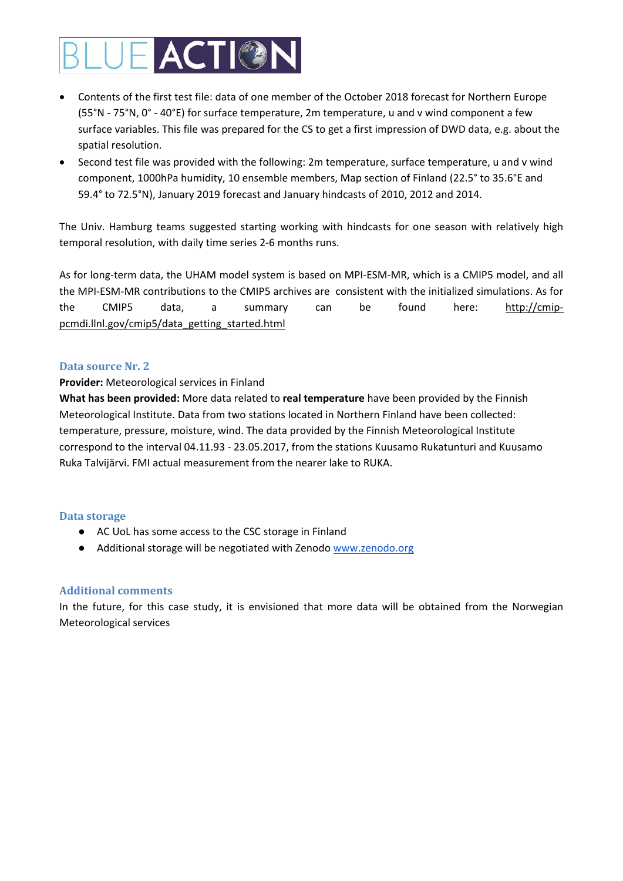- Contents of the first test file: data of one member of the October 2018 forecast for Northern Europe (55°N - 75°N, 0° - 40°E) for surface temperature, 2m temperature, u and v wind component a few surface variables. This file was prepared for the CS to get a first impression of DWD data, e.g. about the spatial resolution.
- Second test file was provided with the following: 2m temperature, surface temperature, u and v wind component, 1000hPa humidity, 10 ensemble members, Map section of Finland (22.5° to 35.6°E and 59.4° to 72.5°N), January 2019 forecast and January hindcasts of 2010, 2012 and 2014.

The Univ. Hamburg teams suggested starting working with hindcasts for one season with relatively high temporal resolution, with daily time series 2-6 months runs.

As for long-term data, the UHAM model system is based on MPI-ESM-MR, which is a CMIP5 model, and all the MPI-ESM-MR contributions to the CMIP5 archives are consistent with the initialized simulations. As for the CMIP5 data, a summary can be found here: http://cmip-pcmdi.llnl.gov/cmip5/data_getting_started.html

### Data source Nr. 2

**Provider:** Meteorological services in Finland

**What has been provided:** More data related to **real temperature** have been provided by the Finnish Meteorological Institute. Data from two stations located in Northern Finland have been collected: temperature, pressure, moisture, wind. The data provided by the Finnish Meteorological Institute correspond to the interval 04.11.93 - 23.05.2017, from the stations Kuusamo Rukatunturi and Kuusamo Ruka Talvijärvi. FMI actual measurement from the nearer lake to RUKA.

### Data storage

- AC UoL has some access to the CSC storage in Finland
- Additional storage will be negotiated with Zenodo www.zenodo.org

### Additional comments

In the future, for this case study, it is envisioned that more data will be obtained from the Norwegian Meteorological services